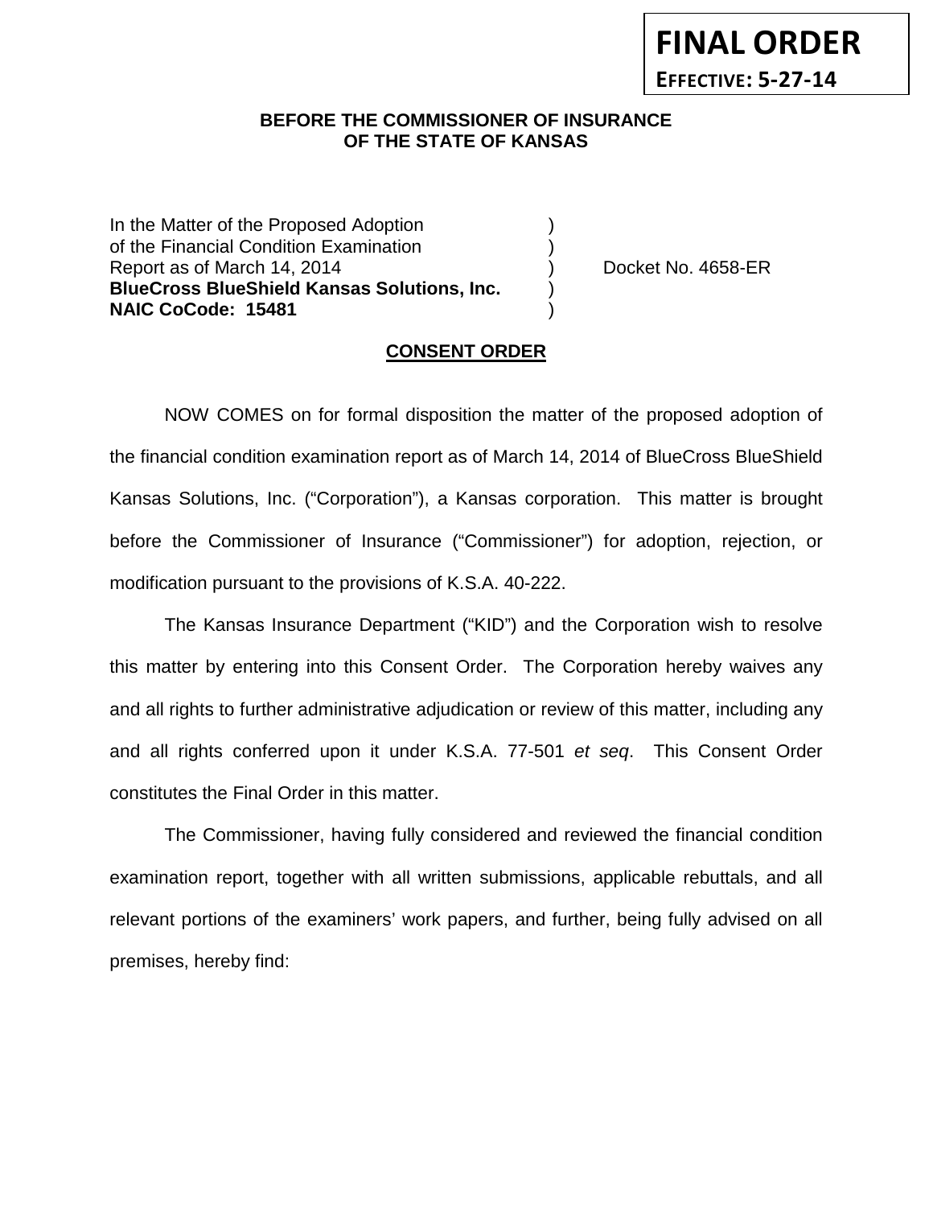**FINAL ORDER**
**EFFECTIVE: 5-27-14**

**BEFORE THE COMMISSIONER OF INSURANCE**
**OF THE STATE OF KANSAS**

In the Matter of the Proposed Adoption )
of the Financial Condition Examination )
Report as of March 14, 2014 ) Docket No. 4658-ER
**BlueCross BlueShield Kansas Solutions, Inc.** )
**NAIC CoCode: 15481** )

**CONSENT ORDER**

NOW COMES on for formal disposition the matter of the proposed adoption of the financial condition examination report as of March 14, 2014 of BlueCross BlueShield Kansas Solutions, Inc. ("Corporation"), a Kansas corporation. This matter is brought before the Commissioner of Insurance ("Commissioner") for adoption, rejection, or modification pursuant to the provisions of K.S.A. 40-222.

The Kansas Insurance Department ("KID") and the Corporation wish to resolve this matter by entering into this Consent Order. The Corporation hereby waives any and all rights to further administrative adjudication or review of this matter, including any and all rights conferred upon it under K.S.A. 77-501 *et seq*. This Consent Order constitutes the Final Order in this matter.

The Commissioner, having fully considered and reviewed the financial condition examination report, together with all written submissions, applicable rebuttals, and all relevant portions of the examiners' work papers, and further, being fully advised on all premises, hereby find: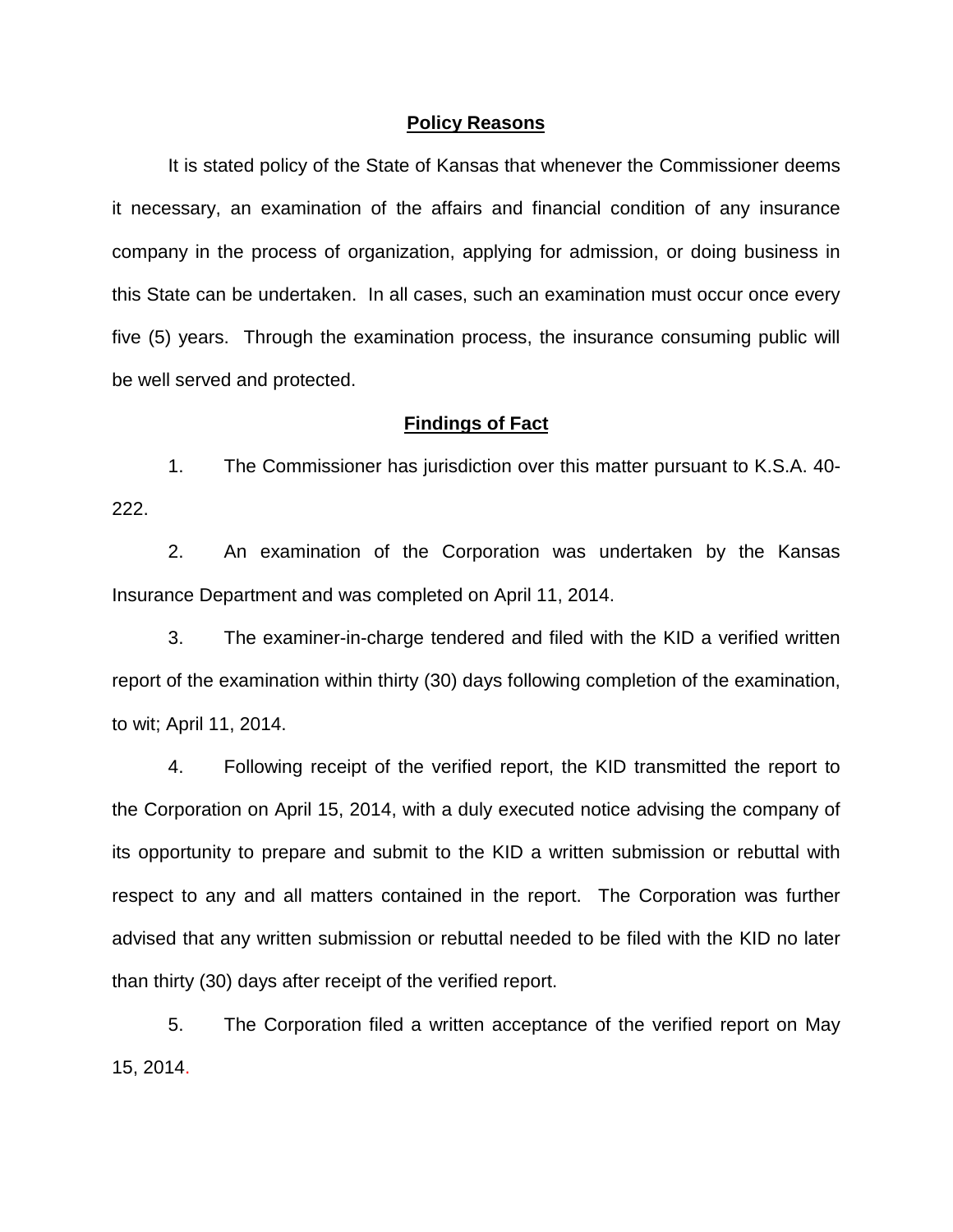## Policy Reasons

It is stated policy of the State of Kansas that whenever the Commissioner deems it necessary, an examination of the affairs and financial condition of any insurance company in the process of organization, applying for admission, or doing business in this State can be undertaken. In all cases, such an examination must occur once every five (5) years. Through the examination process, the insurance consuming public will be well served and protected.

## Findings of Fact

1. The Commissioner has jurisdiction over this matter pursuant to K.S.A. 40-222.

2. An examination of the Corporation was undertaken by the Kansas Insurance Department and was completed on April 11, 2014.

3. The examiner-in-charge tendered and filed with the KID a verified written report of the examination within thirty (30) days following completion of the examination, to wit; April 11, 2014.

4. Following receipt of the verified report, the KID transmitted the report to the Corporation on April 15, 2014, with a duly executed notice advising the company of its opportunity to prepare and submit to the KID a written submission or rebuttal with respect to any and all matters contained in the report. The Corporation was further advised that any written submission or rebuttal needed to be filed with the KID no later than thirty (30) days after receipt of the verified report.

5. The Corporation filed a written acceptance of the verified report on May 15, 2014.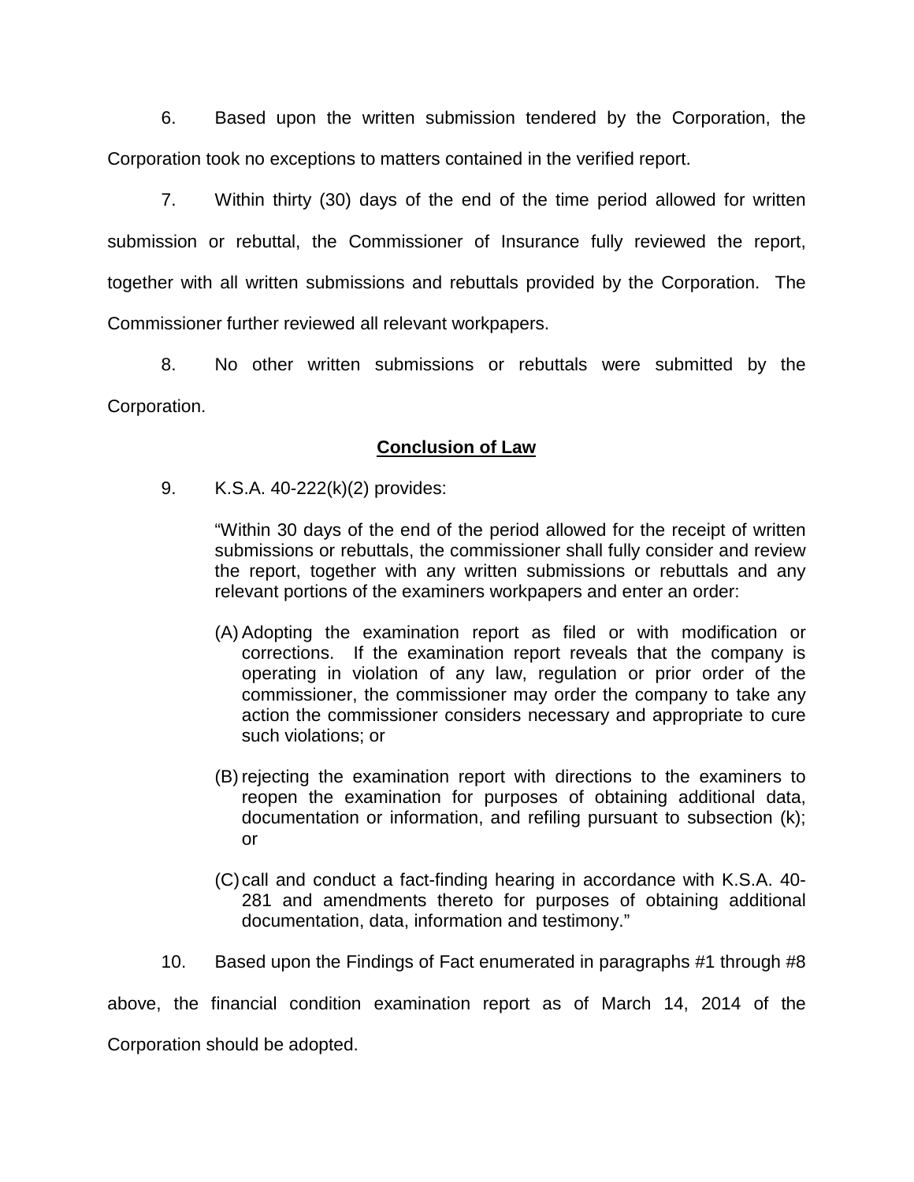6. Based upon the written submission tendered by the Corporation, the Corporation took no exceptions to matters contained in the verified report.

7. Within thirty (30) days of the end of the time period allowed for written submission or rebuttal, the Commissioner of Insurance fully reviewed the report, together with all written submissions and rebuttals provided by the Corporation. The Commissioner further reviewed all relevant workpapers.

8. No other written submissions or rebuttals were submitted by the Corporation.

## **Conclusion of Law**

9. K.S.A. 40-222(k)(2) provides:

> "Within 30 days of the end of the period allowed for the receipt of written submissions or rebuttals, the commissioner shall fully consider and review the report, together with any written submissions or rebuttals and any relevant portions of the examiners workpapers and enter an order:
>
> (A) Adopting the examination report as filed or with modification or corrections. If the examination report reveals that the company is operating in violation of any law, regulation or prior order of the commissioner, the commissioner may order the company to take any action the commissioner considers necessary and appropriate to cure such violations; or
>
> (B) rejecting the examination report with directions to the examiners to reopen the examination for purposes of obtaining additional data, documentation or information, and refiling pursuant to subsection (k); or
>
> (C) call and conduct a fact-finding hearing in accordance with K.S.A. 40-281 and amendments thereto for purposes of obtaining additional documentation, data, information and testimony."

10. Based upon the Findings of Fact enumerated in paragraphs #1 through #8 above, the financial condition examination report as of March 14, 2014 of the Corporation should be adopted.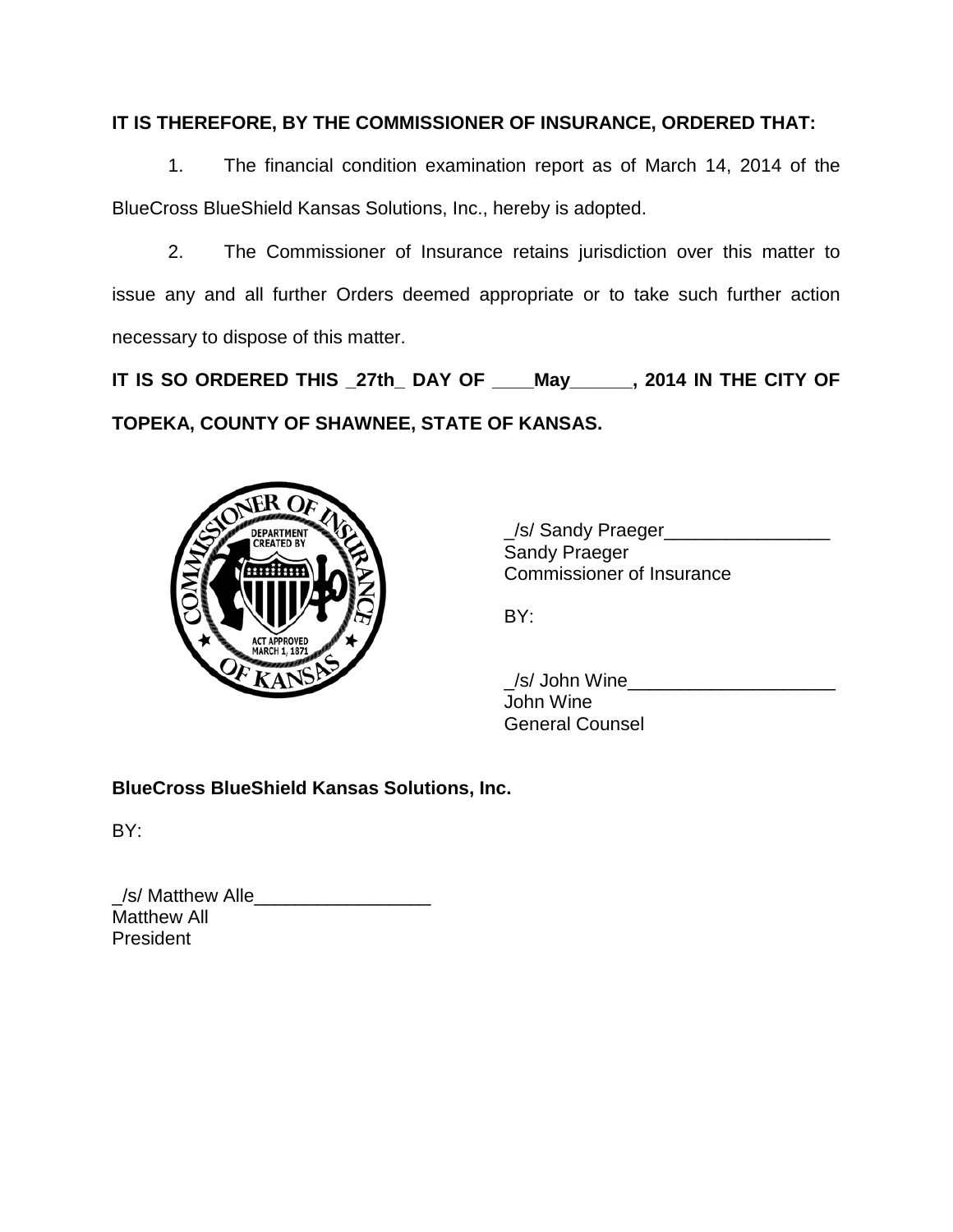**IT IS THEREFORE, BY THE COMMISSIONER OF INSURANCE, ORDERED THAT:**

1. The financial condition examination report as of March 14, 2014 of the BlueCross BlueShield Kansas Solutions, Inc., hereby is adopted.

2. The Commissioner of Insurance retains jurisdiction over this matter to issue any and all further Orders deemed appropriate or to take such further action necessary to dispose of this matter.

**IT IS SO ORDERED THIS _27th_ DAY OF ____May______, 2014 IN THE CITY OF TOPEKA, COUNTY OF SHAWNEE, STATE OF KANSAS.**

_/s/ Sandy Praeger________________
Sandy Praeger
Commissioner of Insurance

BY:

_/s/ John Wine____________________
John Wine
General Counsel

**BlueCross BlueShield Kansas Solutions, Inc.**

BY:

_/s/ Matthew Alle_________________
Matthew All
President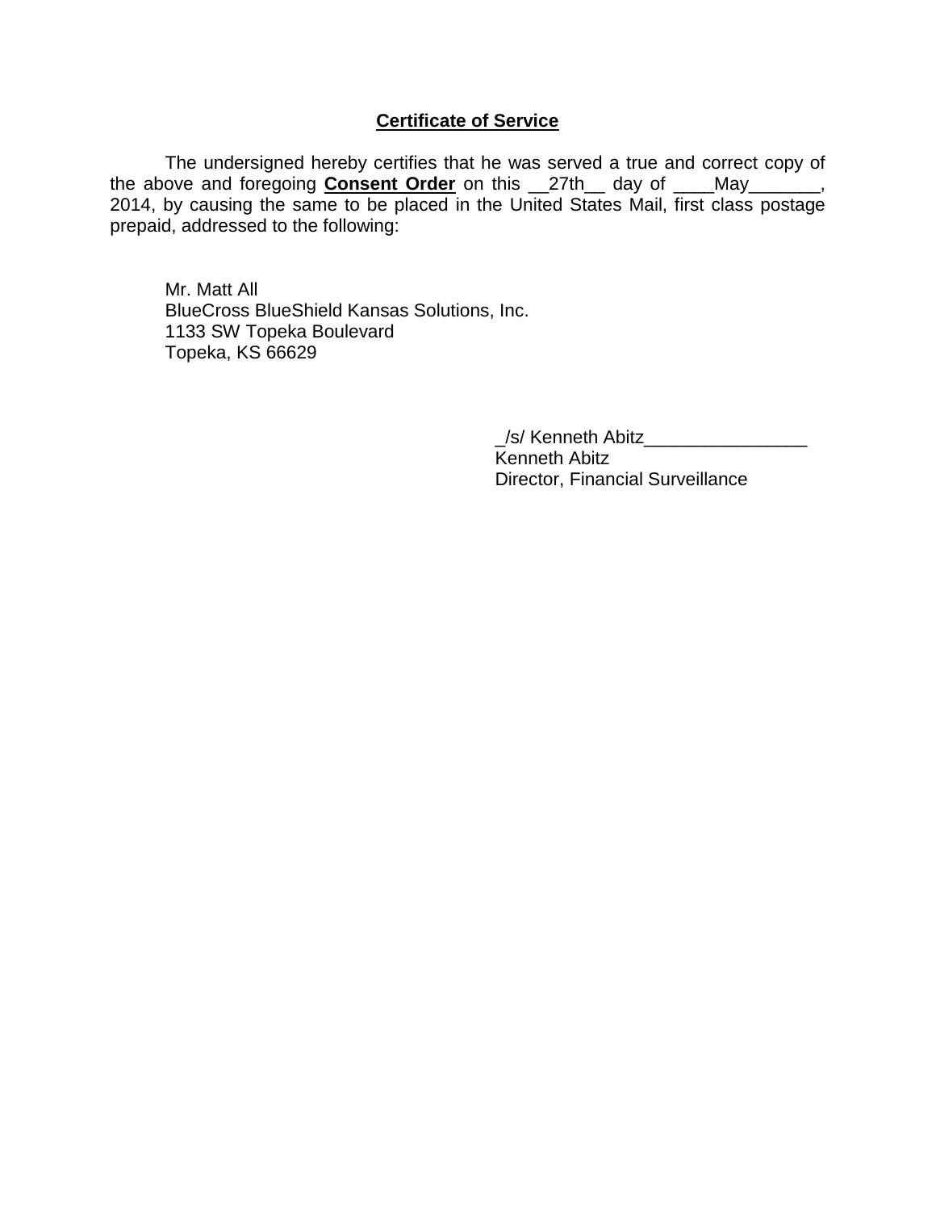## **Certificate of Service**

The undersigned hereby certifies that he was served a true and correct copy of the above and foregoing **Consent Order** on this __27th__ day of ____May_______, 2014, by causing the same to be placed in the United States Mail, first class postage prepaid, addressed to the following:

Mr. Matt All
BlueCross BlueShield Kansas Solutions, Inc.
1133 SW Topeka Boulevard
Topeka, KS 66629

_/s/ Kenneth Abitz________________
Kenneth Abitz
Director, Financial Surveillance